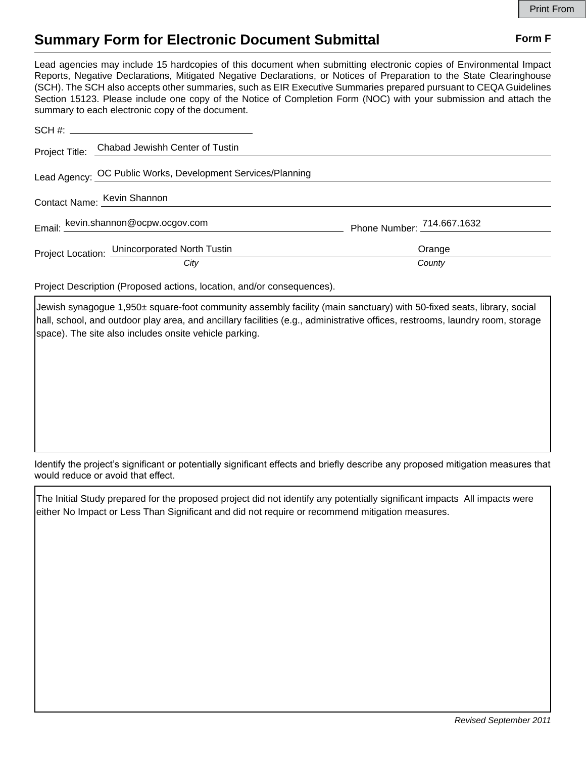Print From

# Summary Form for Electronic Document Submittal

**Form F**

Lead agencies may include 15 hardcopies of this document when submitting electronic copies of Environmental Impact Reports, Negative Declarations, Mitigated Negative Declarations, or Notices of Preparation to the State Clearinghouse (SCH). The SCH also accepts other summaries, such as EIR Executive Summaries prepared pursuant to CEQA Guidelines Section 15123. Please include one copy of the Notice of Completion Form (NOC) with your submission and attach the summary to each electronic copy of the document.

SCH #: ______________________

Project Title: Chabad Jewishh Center of Tustin

Lead Agency: OC Public Works, Development Services/Planning

Contact Name: Kevin Shannon

Email: kevin.shannon@ocpw.ocgov.com Phone Number: 714.667.1632

Project Location: Unincorporated North Tustin (*City*) Orange (*County*)

Project Description (Proposed actions, location, and/or consequences).

Jewish synagogue 1,950± square-foot community assembly facility (main sanctuary) with 50-fixed seats, library, social hall, school, and outdoor play area, and ancillary facilities (e.g., administrative offices, restrooms, laundry room, storage space). The site also includes onsite vehicle parking.

Identify the project's significant or potentially significant effects and briefly describe any proposed mitigation measures that would reduce or avoid that effect.

The Initial Study prepared for the proposed project did not identify any potentially significant impacts All impacts were either No Impact or Less Than Significant and did not require or recommend mitigation measures.

*Revised September 2011*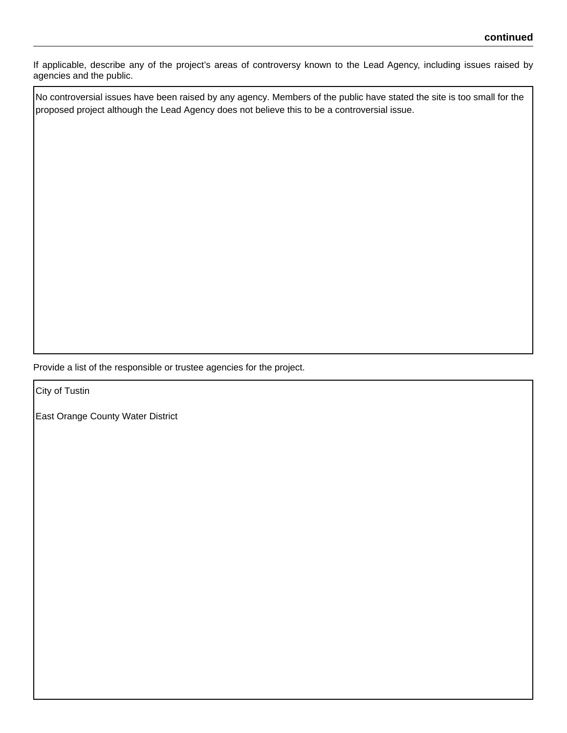**continued**

If applicable, describe any of the project's areas of controversy known to the Lead Agency, including issues raised by agencies and the public.

No controversial issues have been raised by any agency. Members of the public have stated the site is too small for the proposed project although the Lead Agency does not believe this to be a controversial issue.

Provide a list of the responsible or trustee agencies for the project.

City of Tustin

East Orange County Water District